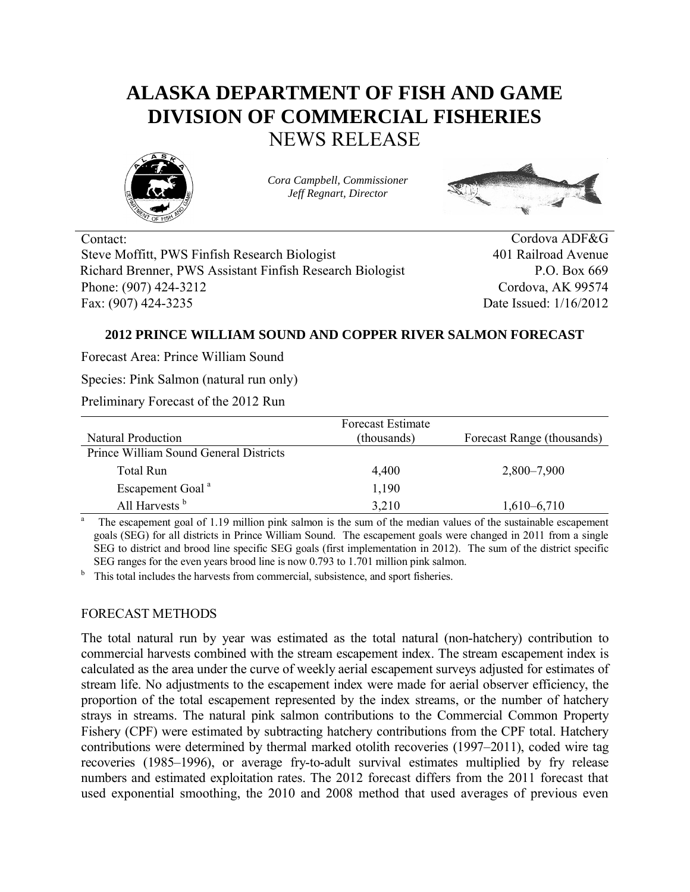# ALASKA DEPARTMENT OF FISH AND GAME
# DIVISION OF COMMERCIAL FISHERIES
## NEWS RELEASE

*Cora Campbell, Commissioner*
*Jeff Regnart, Director*

Contact:
Steve Moffitt, PWS Finfish Research Biologist
Richard Brenner, PWS Assistant Finfish Research Biologist
Phone: (907) 424-3212
Fax: (907) 424-3235

Cordova ADF&G
401 Railroad Avenue
P.O. Box 669
Cordova, AK 99574
Date Issued: 1/16/2012

### 2012 PRINCE WILLIAM SOUND AND COPPER RIVER SALMON FORECAST

Forecast Area: Prince William Sound

Species: Pink Salmon (natural run only)

Preliminary Forecast of the 2012 Run

| Natural Production | Forecast Estimate (thousands) | Forecast Range (thousands) |
|---|---|---|
| Prince William Sound General Districts | | |
| Total Run | 4,400 | 2,800–7,900 |
| Escapement Goal [a] | 1,190 | |
| All Harvests [b] | 3,210 | 1,610–6,710 |

[a] The escapement goal of 1.19 million pink salmon is the sum of the median values of the sustainable escapement goals (SEG) for all districts in Prince William Sound. The escapement goals were changed in 2011 from a single SEG to district and brood line specific SEG goals (first implementation in 2012). The sum of the district specific SEG ranges for the even years brood line is now 0.793 to 1.701 million pink salmon.

[b] This total includes the harvests from commercial, subsistence, and sport fisheries.

FORECAST METHODS

The total natural run by year was estimated as the total natural (non-hatchery) contribution to commercial harvests combined with the stream escapement index. The stream escapement index is calculated as the area under the curve of weekly aerial escapement surveys adjusted for estimates of stream life. No adjustments to the escapement index were made for aerial observer efficiency, the proportion of the total escapement represented by the index streams, or the number of hatchery strays in streams. The natural pink salmon contributions to the Commercial Common Property Fishery (CPF) were estimated by subtracting hatchery contributions from the CPF total. Hatchery contributions were determined by thermal marked otolith recoveries (1997–2011), coded wire tag recoveries (1985–1996), or average fry-to-adult survival estimates multiplied by fry release numbers and estimated exploitation rates. The 2012 forecast differs from the 2011 forecast that used exponential smoothing, the 2010 and 2008 method that used averages of previous even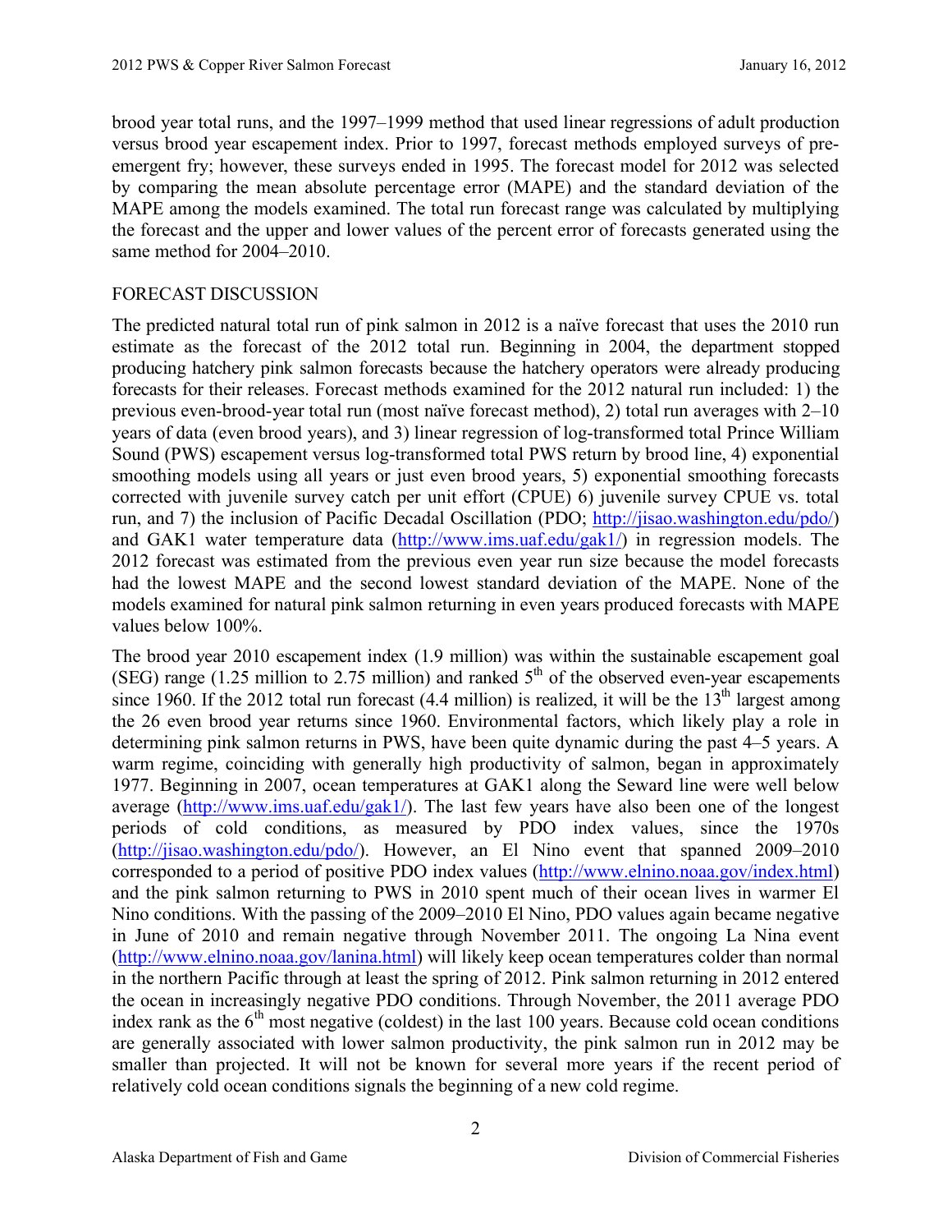brood year total runs, and the 1997–1999 method that used linear regressions of adult production versus brood year escapement index. Prior to 1997, forecast methods employed surveys of pre-emergent fry; however, these surveys ended in 1995. The forecast model for 2012 was selected by comparing the mean absolute percentage error (MAPE) and the standard deviation of the MAPE among the models examined. The total run forecast range was calculated by multiplying the forecast and the upper and lower values of the percent error of forecasts generated using the same method for 2004–2010.

## FORECAST DISCUSSION

The predicted natural total run of pink salmon in 2012 is a naïve forecast that uses the 2010 run estimate as the forecast of the 2012 total run. Beginning in 2004, the department stopped producing hatchery pink salmon forecasts because the hatchery operators were already producing forecasts for their releases. Forecast methods examined for the 2012 natural run included: 1) the previous even-brood-year total run (most naïve forecast method), 2) total run averages with 2–10 years of data (even brood years), and 3) linear regression of log-transformed total Prince William Sound (PWS) escapement versus log-transformed total PWS return by brood line, 4) exponential smoothing models using all years or just even brood years, 5) exponential smoothing forecasts corrected with juvenile survey catch per unit effort (CPUE) 6) juvenile survey CPUE vs. total run, and 7) the inclusion of Pacific Decadal Oscillation (PDO; http://jisao.washington.edu/pdo/) and GAK1 water temperature data (http://www.ims.uaf.edu/gak1/) in regression models. The 2012 forecast was estimated from the previous even year run size because the model forecasts had the lowest MAPE and the second lowest standard deviation of the MAPE. None of the models examined for natural pink salmon returning in even years produced forecasts with MAPE values below 100%.

The brood year 2010 escapement index (1.9 million) was within the sustainable escapement goal (SEG) range (1.25 million to 2.75 million) and ranked 5th of the observed even-year escapements since 1960. If the 2012 total run forecast (4.4 million) is realized, it will be the 13th largest among the 26 even brood year returns since 1960. Environmental factors, which likely play a role in determining pink salmon returns in PWS, have been quite dynamic during the past 4–5 years. A warm regime, coinciding with generally high productivity of salmon, began in approximately 1977. Beginning in 2007, ocean temperatures at GAK1 along the Seward line were well below average (http://www.ims.uaf.edu/gak1/). The last few years have also been one of the longest periods of cold conditions, as measured by PDO index values, since the 1970s (http://jisao.washington.edu/pdo/). However, an El Nino event that spanned 2009–2010 corresponded to a period of positive PDO index values (http://www.elnino.noaa.gov/index.html) and the pink salmon returning to PWS in 2010 spent much of their ocean lives in warmer El Nino conditions. With the passing of the 2009–2010 El Nino, PDO values again became negative in June of 2010 and remain negative through November 2011. The ongoing La Nina event (http://www.elnino.noaa.gov/lanina.html) will likely keep ocean temperatures colder than normal in the northern Pacific through at least the spring of 2012. Pink salmon returning in 2012 entered the ocean in increasingly negative PDO conditions. Through November, the 2011 average PDO index rank as the 6th most negative (coldest) in the last 100 years. Because cold ocean conditions are generally associated with lower salmon productivity, the pink salmon run in 2012 may be smaller than projected. It will not be known for several more years if the recent period of relatively cold ocean conditions signals the beginning of a new cold regime.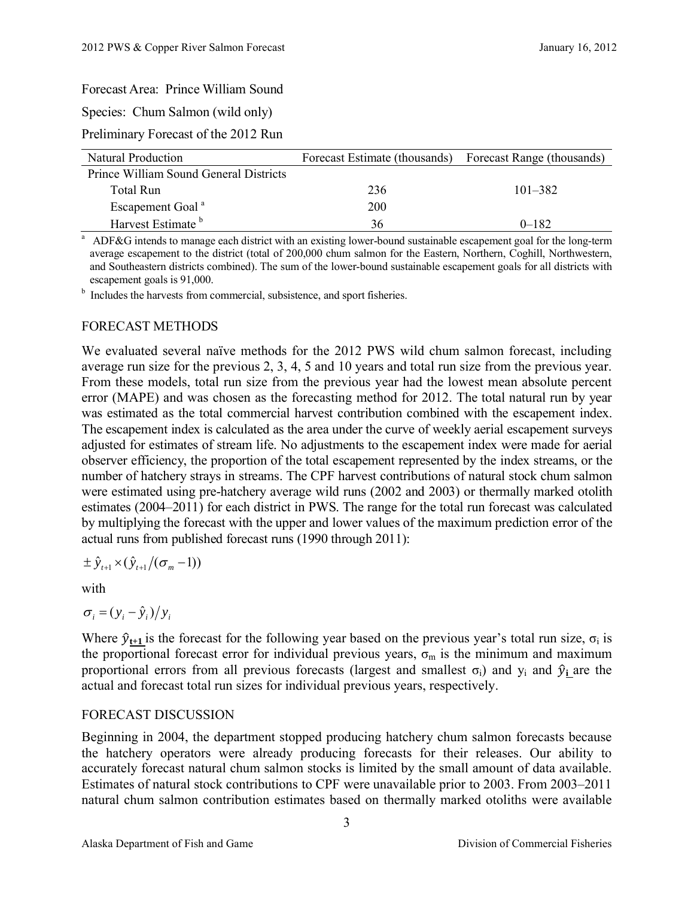Forecast Area: Prince William Sound

Species: Chum Salmon (wild only)

Preliminary Forecast of the 2012 Run

| Natural Production | Forecast Estimate (thousands) | Forecast Range (thousands) |
|---|---|---|
| Prince William Sound General Districts | | |
| Total Run | 236 | 101–382 |
| Escapement Goal [a] | 200 | |
| Harvest Estimate [b] | 36 | 0–182 |

[a] ADF&G intends to manage each district with an existing lower-bound sustainable escapement goal for the long-term average escapement to the district (total of 200,000 chum salmon for the Eastern, Northern, Coghill, Northwestern, and Southeastern districts combined). The sum of the lower-bound sustainable escapement goals for all districts with escapement goals is 91,000.

[b] Includes the harvests from commercial, subsistence, and sport fisheries.

## FORECAST METHODS

We evaluated several naïve methods for the 2012 PWS wild chum salmon forecast, including average run size for the previous 2, 3, 4, 5 and 10 years and total run size from the previous year. From these models, total run size from the previous year had the lowest mean absolute percent error (MAPE) and was chosen as the forecasting method for 2012. The total natural run by year was estimated as the total commercial harvest contribution combined with the escapement index. The escapement index is calculated as the area under the curve of weekly aerial escapement surveys adjusted for estimates of stream life. No adjustments to the escapement index were made for aerial observer efficiency, the proportion of the total escapement represented by the index streams, or the number of hatchery strays in streams. The CPF harvest contributions of natural stock chum salmon were estimated using pre-hatchery average wild runs (2002 and 2003) or thermally marked otolith estimates (2004–2011) for each district in PWS. The range for the total run forecast was calculated by multiplying the forecast with the upper and lower values of the maximum prediction error of the actual runs from published forecast runs (1990 through 2011):

$$\pm\, \hat{y}_{t+1} \times (\hat{y}_{t+1} / (\sigma_m - 1))$$

with

$$\sigma_i = (y_i - \hat{y}_i) / y_i$$

Where $\hat{y}_{t+1}$ is the forecast for the following year based on the previous year's total run size, $\sigma_i$ is the proportional forecast error for individual previous years, $\sigma_m$ is the minimum and maximum proportional errors from all previous forecasts (largest and smallest $\sigma_i$) and $y_i$ and $\hat{y}_i$ are the actual and forecast total run sizes for individual previous years, respectively.

## FORECAST DISCUSSION

Beginning in 2004, the department stopped producing hatchery chum salmon forecasts because the hatchery operators were already producing forecasts for their releases. Our ability to accurately forecast natural chum salmon stocks is limited by the small amount of data available. Estimates of natural stock contributions to CPF were unavailable prior to 2003. From 2003–2011 natural chum salmon contribution estimates based on thermally marked otoliths were available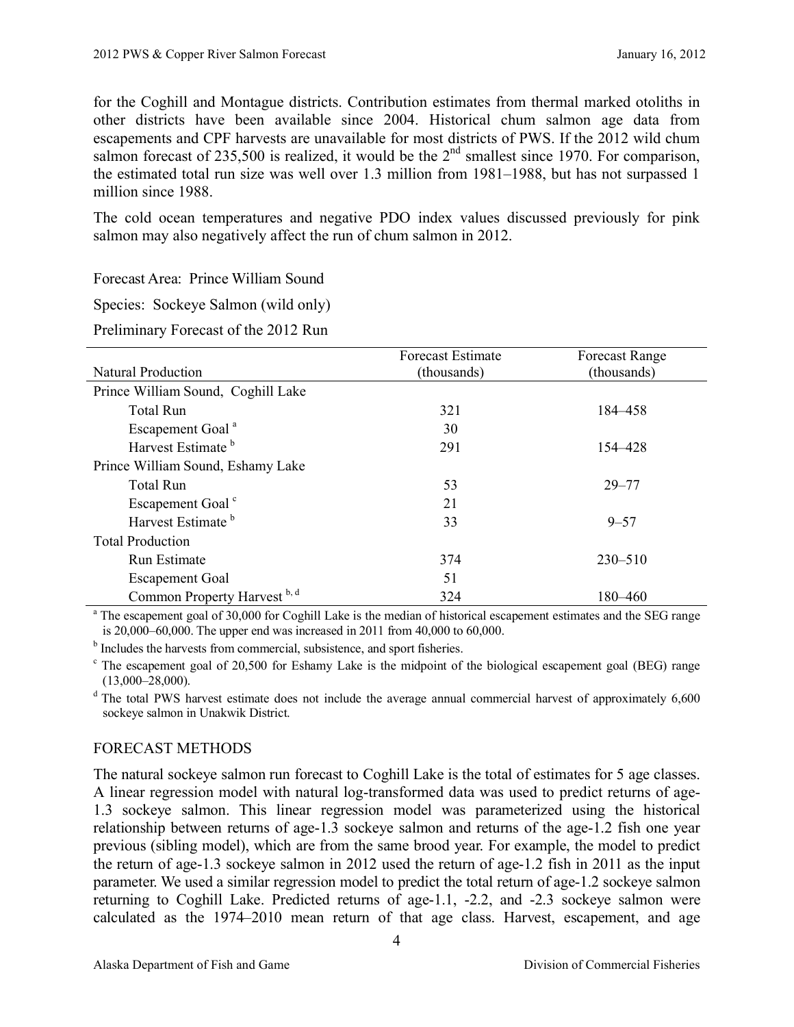for the Coghill and Montague districts. Contribution estimates from thermal marked otoliths in other districts have been available since 2004. Historical chum salmon age data from escapements and CPF harvests are unavailable for most districts of PWS. If the 2012 wild chum salmon forecast of 235,500 is realized, it would be the 2nd smallest since 1970. For comparison, the estimated total run size was well over 1.3 million from 1981–1988, but has not surpassed 1 million since 1988.

The cold ocean temperatures and negative PDO index values discussed previously for pink salmon may also negatively affect the run of chum salmon in 2012.

Forecast Area: Prince William Sound

Species: Sockeye Salmon (wild only)

Preliminary Forecast of the 2012 Run

| Natural Production | Forecast Estimate (thousands) | Forecast Range (thousands) |
|---|---|---|
| Prince William Sound, Coghill Lake | | |
| Total Run | 321 | 184–458 |
| Escapement Goal [a] | 30 | |
| Harvest Estimate [b] | 291 | 154–428 |
| Prince William Sound, Eshamy Lake | | |
| Total Run | 53 | 29–77 |
| Escapement Goal [c] | 21 | |
| Harvest Estimate [b] | 33 | 9–57 |
| Total Production | | |
| Run Estimate | 374 | 230–510 |
| Escapement Goal | 51 | |
| Common Property Harvest [b, d] | 324 | 180–460 |

[a] The escapement goal of 30,000 for Coghill Lake is the median of historical escapement estimates and the SEG range is 20,000–60,000. The upper end was increased in 2011 from 40,000 to 60,000.

[b] Includes the harvests from commercial, subsistence, and sport fisheries.

[c] The escapement goal of 20,500 for Eshamy Lake is the midpoint of the biological escapement goal (BEG) range (13,000–28,000).

[d] The total PWS harvest estimate does not include the average annual commercial harvest of approximately 6,600 sockeye salmon in Unakwik District.

## FORECAST METHODS

The natural sockeye salmon run forecast to Coghill Lake is the total of estimates for 5 age classes. A linear regression model with natural log-transformed data was used to predict returns of age-1.3 sockeye salmon. This linear regression model was parameterized using the historical relationship between returns of age-1.3 sockeye salmon and returns of the age-1.2 fish one year previous (sibling model), which are from the same brood year. For example, the model to predict the return of age-1.3 sockeye salmon in 2012 used the return of age-1.2 fish in 2011 as the input parameter. We used a similar regression model to predict the total return of age-1.2 sockeye salmon returning to Coghill Lake. Predicted returns of age-1.1, -2.2, and -2.3 sockeye salmon were calculated as the 1974–2010 mean return of that age class. Harvest, escapement, and age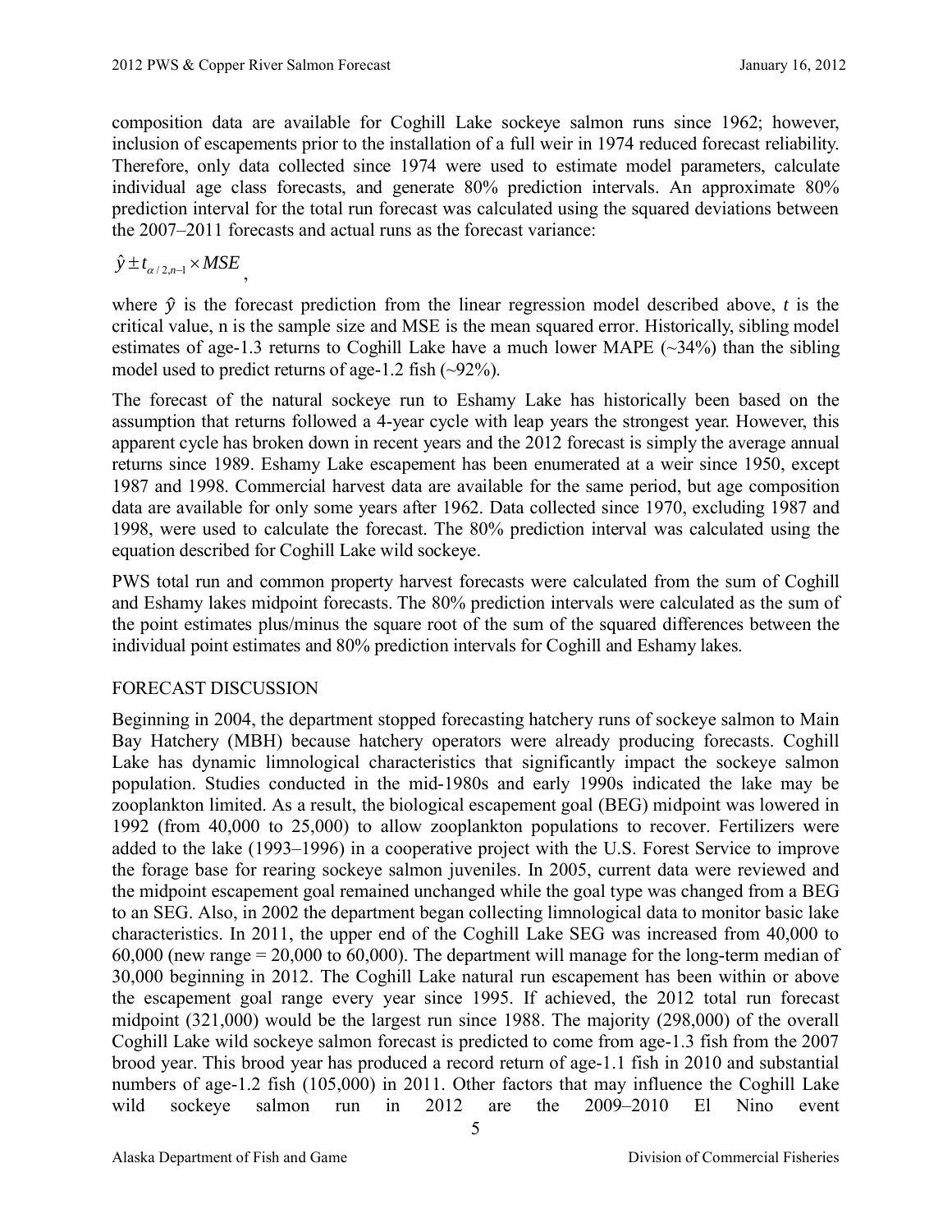composition data are available for Coghill Lake sockeye salmon runs since 1962; however, inclusion of escapements prior to the installation of a full weir in 1974 reduced forecast reliability. Therefore, only data collected since 1974 were used to estimate model parameters, calculate individual age class forecasts, and generate 80% prediction intervals. An approximate 80% prediction interval for the total run forecast was calculated using the squared deviations between the 2007–2011 forecasts and actual runs as the forecast variance:

$$\hat{y} \pm t_{\alpha/2,n-1} \times MSE,$$

where $\hat{y}$ is the forecast prediction from the linear regression model described above, $t$ is the critical value, n is the sample size and MSE is the mean squared error. Historically, sibling model estimates of age-1.3 returns to Coghill Lake have a much lower MAPE (~34%) than the sibling model used to predict returns of age-1.2 fish (~92%).

The forecast of the natural sockeye run to Eshamy Lake has historically been based on the assumption that returns followed a 4-year cycle with leap years the strongest year. However, this apparent cycle has broken down in recent years and the 2012 forecast is simply the average annual returns since 1989. Eshamy Lake escapement has been enumerated at a weir since 1950, except 1987 and 1998. Commercial harvest data are available for the same period, but age composition data are available for only some years after 1962. Data collected since 1970, excluding 1987 and 1998, were used to calculate the forecast. The 80% prediction interval was calculated using the equation described for Coghill Lake wild sockeye.

PWS total run and common property harvest forecasts were calculated from the sum of Coghill and Eshamy lakes midpoint forecasts. The 80% prediction intervals were calculated as the sum of the point estimates plus/minus the square root of the sum of the squared differences between the individual point estimates and 80% prediction intervals for Coghill and Eshamy lakes.

## FORECAST DISCUSSION

Beginning in 2004, the department stopped forecasting hatchery runs of sockeye salmon to Main Bay Hatchery (MBH) because hatchery operators were already producing forecasts. Coghill Lake has dynamic limnological characteristics that significantly impact the sockeye salmon population. Studies conducted in the mid-1980s and early 1990s indicated the lake may be zooplankton limited. As a result, the biological escapement goal (BEG) midpoint was lowered in 1992 (from 40,000 to 25,000) to allow zooplankton populations to recover. Fertilizers were added to the lake (1993–1996) in a cooperative project with the U.S. Forest Service to improve the forage base for rearing sockeye salmon juveniles. In 2005, current data were reviewed and the midpoint escapement goal remained unchanged while the goal type was changed from a BEG to an SEG. Also, in 2002 the department began collecting limnological data to monitor basic lake characteristics. In 2011, the upper end of the Coghill Lake SEG was increased from 40,000 to 60,000 (new range = 20,000 to 60,000). The department will manage for the long-term median of 30,000 beginning in 2012. The Coghill Lake natural run escapement has been within or above the escapement goal range every year since 1995. If achieved, the 2012 total run forecast midpoint (321,000) would be the largest run since 1988. The majority (298,000) of the overall Coghill Lake wild sockeye salmon forecast is predicted to come from age-1.3 fish from the 2007 brood year. This brood year has produced a record return of age-1.1 fish in 2010 and substantial numbers of age-1.2 fish (105,000) in 2011. Other factors that may influence the Coghill Lake wild sockeye salmon run in 2012 are the 2009–2010 El Nino event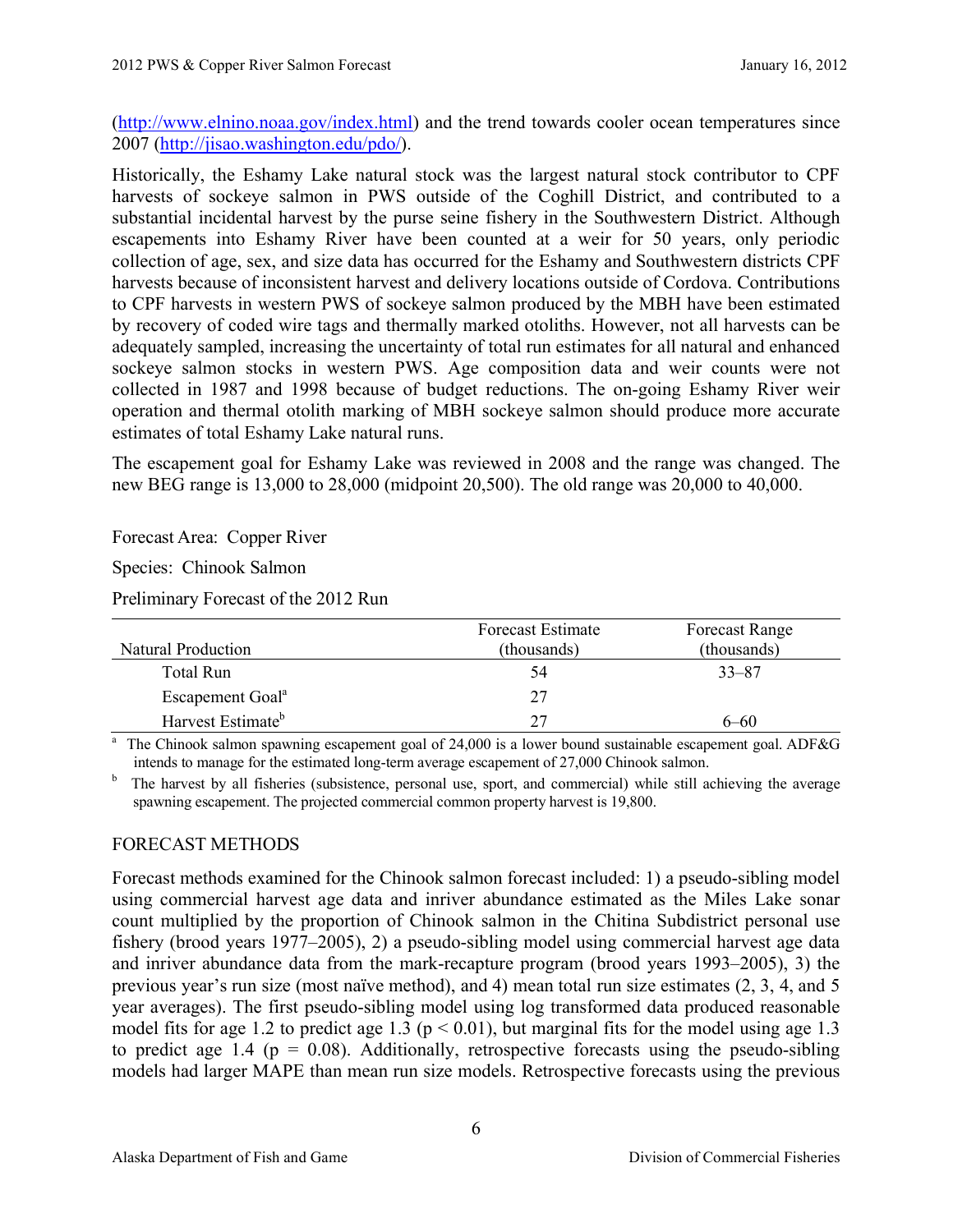(http://www.elnino.noaa.gov/index.html) and the trend towards cooler ocean temperatures since 2007 (http://jisao.washington.edu/pdo/).

Historically, the Eshamy Lake natural stock was the largest natural stock contributor to CPF harvests of sockeye salmon in PWS outside of the Coghill District, and contributed to a substantial incidental harvest by the purse seine fishery in the Southwestern District. Although escapements into Eshamy River have been counted at a weir for 50 years, only periodic collection of age, sex, and size data has occurred for the Eshamy and Southwestern districts CPF harvests because of inconsistent harvest and delivery locations outside of Cordova. Contributions to CPF harvests in western PWS of sockeye salmon produced by the MBH have been estimated by recovery of coded wire tags and thermally marked otoliths. However, not all harvests can be adequately sampled, increasing the uncertainty of total run estimates for all natural and enhanced sockeye salmon stocks in western PWS. Age composition data and weir counts were not collected in 1987 and 1998 because of budget reductions. The on-going Eshamy River weir operation and thermal otolith marking of MBH sockeye salmon should produce more accurate estimates of total Eshamy Lake natural runs.

The escapement goal for Eshamy Lake was reviewed in 2008 and the range was changed. The new BEG range is 13,000 to 28,000 (midpoint 20,500). The old range was 20,000 to 40,000.

Forecast Area: Copper River

Species: Chinook Salmon

Preliminary Forecast of the 2012 Run

| Natural Production | Forecast Estimate (thousands) | Forecast Range (thousands) |
|---|---|---|
| Total Run | 54 | 33–87 |
| Escapement Goal[a] | 27 | |
| Harvest Estimate[b] | 27 | 6–60 |

[a] The Chinook salmon spawning escapement goal of 24,000 is a lower bound sustainable escapement goal. ADF&G intends to manage for the estimated long-term average escapement of 27,000 Chinook salmon.

[b] The harvest by all fisheries (subsistence, personal use, sport, and commercial) while still achieving the average spawning escapement. The projected commercial common property harvest is 19,800.

## FORECAST METHODS

Forecast methods examined for the Chinook salmon forecast included: 1) a pseudo-sibling model using commercial harvest age data and inriver abundance estimated as the Miles Lake sonar count multiplied by the proportion of Chinook salmon in the Chitina Subdistrict personal use fishery (brood years 1977–2005), 2) a pseudo-sibling model using commercial harvest age data and inriver abundance data from the mark-recapture program (brood years 1993–2005), 3) the previous year's run size (most naïve method), and 4) mean total run size estimates (2, 3, 4, and 5 year averages). The first pseudo-sibling model using log transformed data produced reasonable model fits for age 1.2 to predict age 1.3 ($p < 0.01$), but marginal fits for the model using age 1.3 to predict age 1.4 ($p = 0.08$). Additionally, retrospective forecasts using the pseudo-sibling models had larger MAPE than mean run size models. Retrospective forecasts using the previous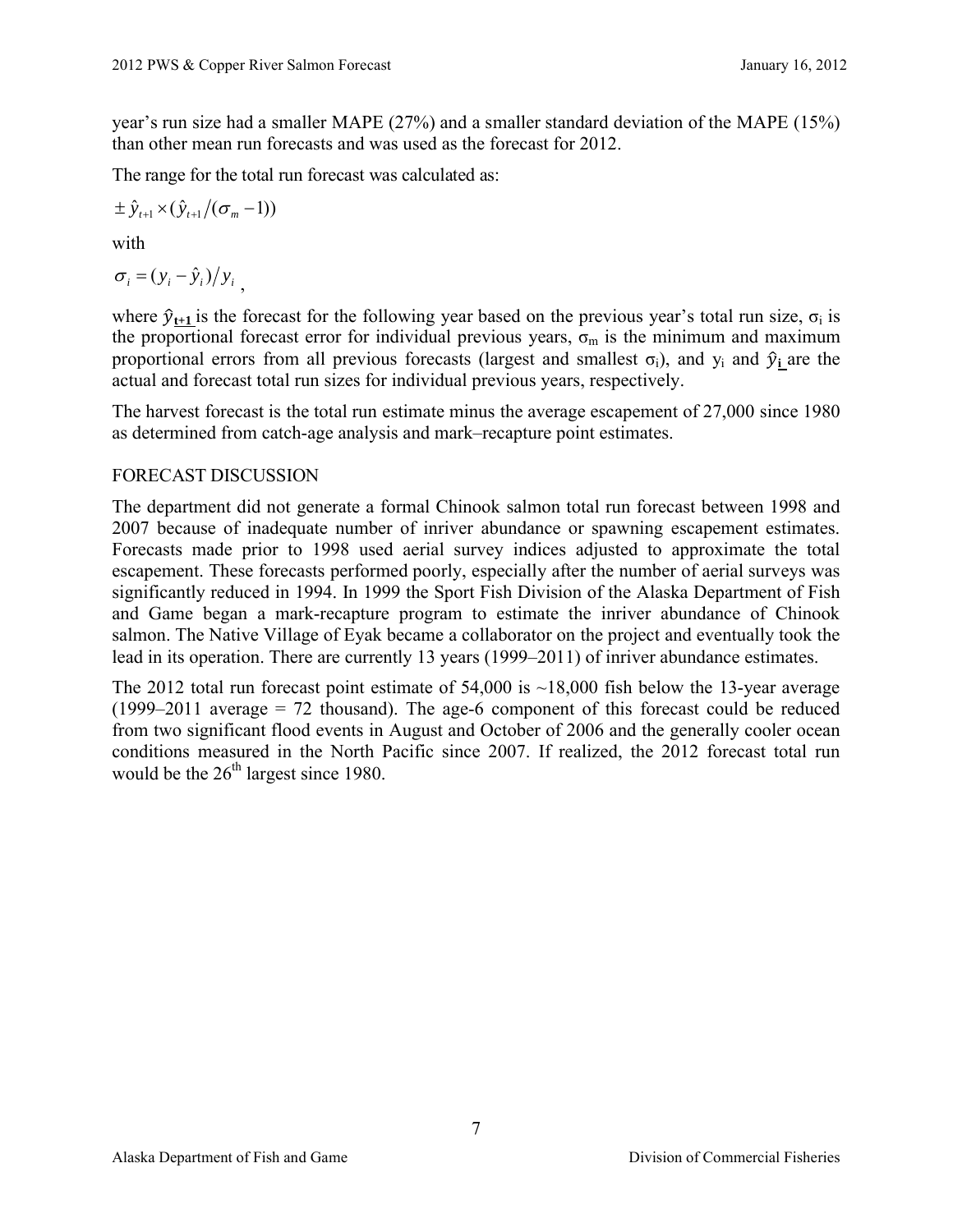year's run size had a smaller MAPE (27%) and a smaller standard deviation of the MAPE (15%) than other mean run forecasts and was used as the forecast for 2012.

The range for the total run forecast was calculated as:

$$\pm \hat{y}_{t+1} \times (\hat{y}_{t+1} / (\sigma_m - 1))$$

with

$$\sigma_i = (y_i - \hat{y}_i) / y_i \,,$$

where $\hat{y}_{t+1}$ is the forecast for the following year based on the previous year's total run size, $\sigma_i$ is the proportional forecast error for individual previous years, $\sigma_m$ is the minimum and maximum proportional errors from all previous forecasts (largest and smallest $\sigma_i$), and $y_i$ and $\hat{y}_i$ are the actual and forecast total run sizes for individual previous years, respectively.

The harvest forecast is the total run estimate minus the average escapement of 27,000 since 1980 as determined from catch-age analysis and mark–recapture point estimates.

## FORECAST DISCUSSION

The department did not generate a formal Chinook salmon total run forecast between 1998 and 2007 because of inadequate number of inriver abundance or spawning escapement estimates. Forecasts made prior to 1998 used aerial survey indices adjusted to approximate the total escapement. These forecasts performed poorly, especially after the number of aerial surveys was significantly reduced in 1994. In 1999 the Sport Fish Division of the Alaska Department of Fish and Game began a mark-recapture program to estimate the inriver abundance of Chinook salmon. The Native Village of Eyak became a collaborator on the project and eventually took the lead in its operation. There are currently 13 years (1999–2011) of inriver abundance estimates.

The 2012 total run forecast point estimate of 54,000 is ~18,000 fish below the 13-year average (1999–2011 average = 72 thousand). The age-6 component of this forecast could be reduced from two significant flood events in August and October of 2006 and the generally cooler ocean conditions measured in the North Pacific since 2007. If realized, the 2012 forecast total run would be the 26th largest since 1980.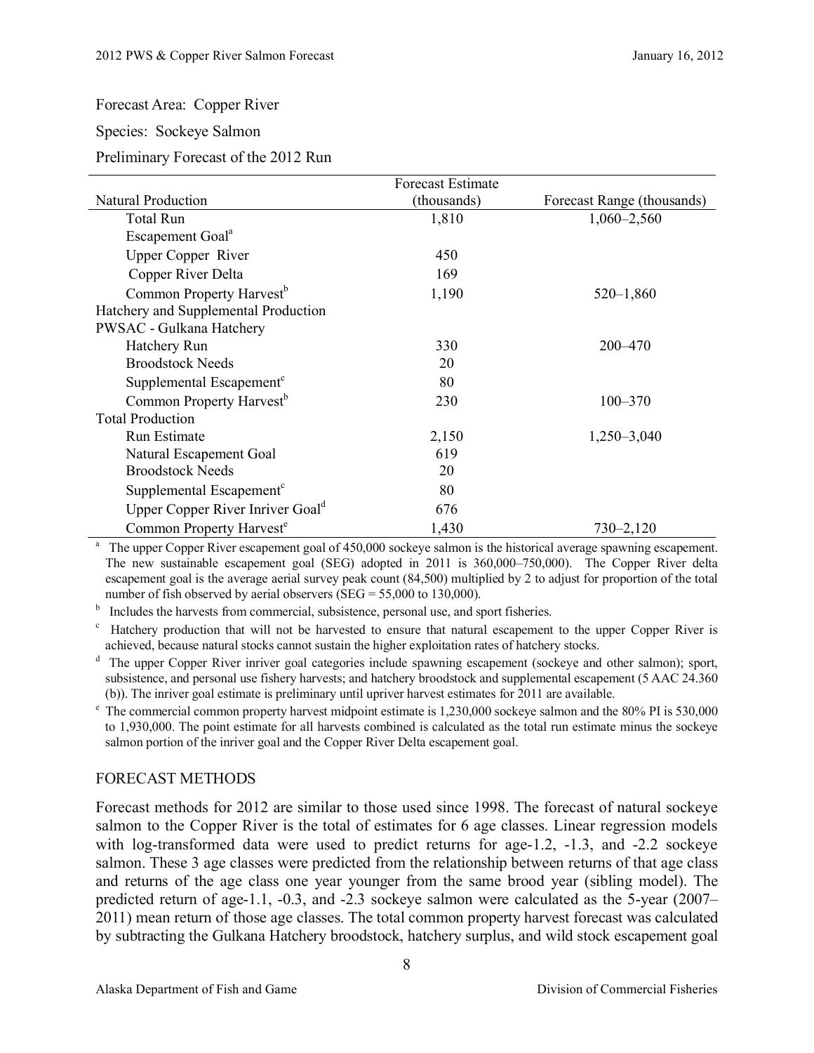Forecast Area: Copper River

Species: Sockeye Salmon

Preliminary Forecast of the 2012 Run

| Natural Production | Forecast Estimate (thousands) | Forecast Range (thousands) |
|---|---|---|
| Total Run | 1,810 | 1,060–2,560 |
| Escapement Goal[a] | | |
| Upper Copper River | 450 | |
| Copper River Delta | 169 | |
| Common Property Harvest[b] | 1,190 | 520–1,860 |
| Hatchery and Supplemental Production | | |
| PWSAC - Gulkana Hatchery | | |
| Hatchery Run | 330 | 200–470 |
| Broodstock Needs | 20 | |
| Supplemental Escapement[c] | 80 | |
| Common Property Harvest[b] | 230 | 100–370 |
| Total Production | | |
| Run Estimate | 2,150 | 1,250–3,040 |
| Natural Escapement Goal | 619 | |
| Broodstock Needs | 20 | |
| Supplemental Escapement[c] | 80 | |
| Upper Copper River Inriver Goal[d] | 676 | |
| Common Property Harvest[e] | 1,430 | 730–2,120 |

[a] The upper Copper River escapement goal of 450,000 sockeye salmon is the historical average spawning escapement. The new sustainable escapement goal (SEG) adopted in 2011 is 360,000–750,000). The Copper River delta escapement goal is the average aerial survey peak count (84,500) multiplied by 2 to adjust for proportion of the total number of fish observed by aerial observers (SEG = 55,000 to 130,000).

[b] Includes the harvests from commercial, subsistence, personal use, and sport fisheries.

[c] Hatchery production that will not be harvested to ensure that natural escapement to the upper Copper River is achieved, because natural stocks cannot sustain the higher exploitation rates of hatchery stocks.

[d] The upper Copper River inriver goal categories include spawning escapement (sockeye and other salmon); sport, subsistence, and personal use fishery harvests; and hatchery broodstock and supplemental escapement (5 AAC 24.360 (b)). The inriver goal estimate is preliminary until upriver harvest estimates for 2011 are available.

[e] The commercial common property harvest midpoint estimate is 1,230,000 sockeye salmon and the 80% PI is 530,000 to 1,930,000. The point estimate for all harvests combined is calculated as the total run estimate minus the sockeye salmon portion of the inriver goal and the Copper River Delta escapement goal.

## FORECAST METHODS

Forecast methods for 2012 are similar to those used since 1998. The forecast of natural sockeye salmon to the Copper River is the total of estimates for 6 age classes. Linear regression models with log-transformed data were used to predict returns for age-1.2, -1.3, and -2.2 sockeye salmon. These 3 age classes were predicted from the relationship between returns of that age class and returns of the age class one year younger from the same brood year (sibling model). The predicted return of age-1.1, -0.3, and -2.3 sockeye salmon were calculated as the 5-year (2007–2011) mean return of those age classes. The total common property harvest forecast was calculated by subtracting the Gulkana Hatchery broodstock, hatchery surplus, and wild stock escapement goal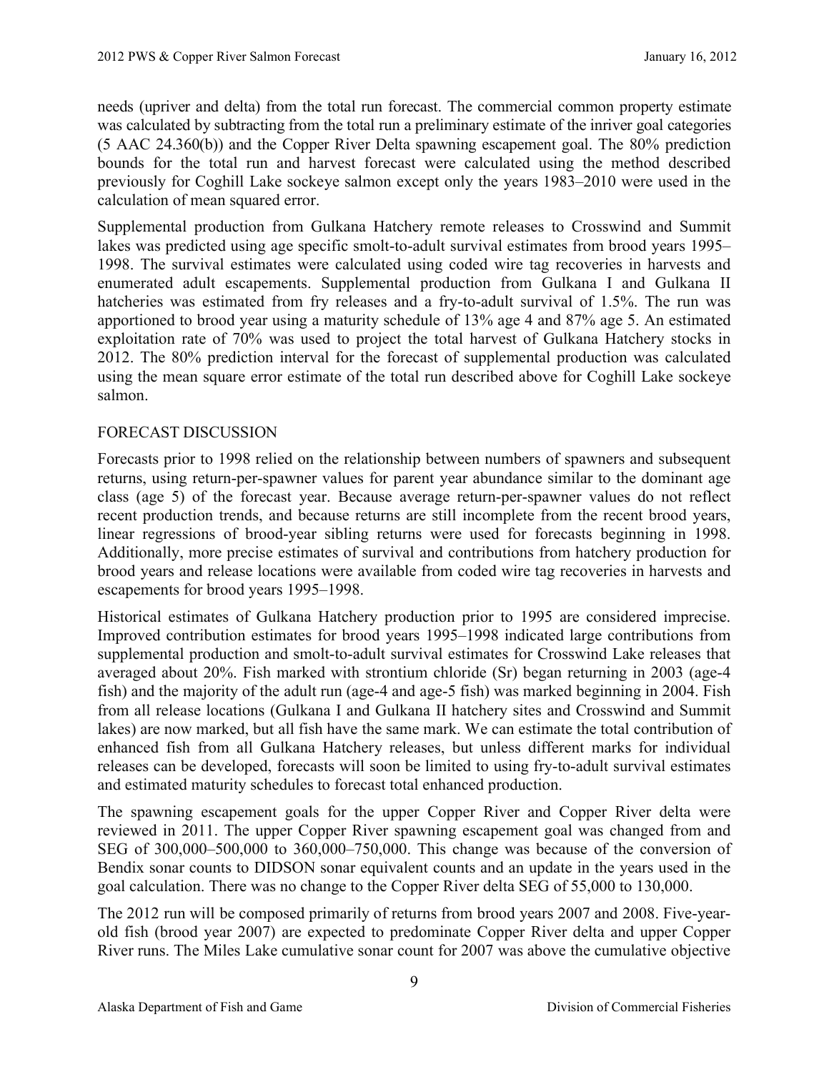needs (upriver and delta) from the total run forecast. The commercial common property estimate was calculated by subtracting from the total run a preliminary estimate of the inriver goal categories (5 AAC 24.360(b)) and the Copper River Delta spawning escapement goal. The 80% prediction bounds for the total run and harvest forecast were calculated using the method described previously for Coghill Lake sockeye salmon except only the years 1983–2010 were used in the calculation of mean squared error.

Supplemental production from Gulkana Hatchery remote releases to Crosswind and Summit lakes was predicted using age specific smolt-to-adult survival estimates from brood years 1995–1998. The survival estimates were calculated using coded wire tag recoveries in harvests and enumerated adult escapements. Supplemental production from Gulkana I and Gulkana II hatcheries was estimated from fry releases and a fry-to-adult survival of 1.5%. The run was apportioned to brood year using a maturity schedule of 13% age 4 and 87% age 5. An estimated exploitation rate of 70% was used to project the total harvest of Gulkana Hatchery stocks in 2012. The 80% prediction interval for the forecast of supplemental production was calculated using the mean square error estimate of the total run described above for Coghill Lake sockeye salmon.

## FORECAST DISCUSSION

Forecasts prior to 1998 relied on the relationship between numbers of spawners and subsequent returns, using return-per-spawner values for parent year abundance similar to the dominant age class (age 5) of the forecast year. Because average return-per-spawner values do not reflect recent production trends, and because returns are still incomplete from the recent brood years, linear regressions of brood-year sibling returns were used for forecasts beginning in 1998. Additionally, more precise estimates of survival and contributions from hatchery production for brood years and release locations were available from coded wire tag recoveries in harvests and escapements for brood years 1995–1998.

Historical estimates of Gulkana Hatchery production prior to 1995 are considered imprecise. Improved contribution estimates for brood years 1995–1998 indicated large contributions from supplemental production and smolt-to-adult survival estimates for Crosswind Lake releases that averaged about 20%. Fish marked with strontium chloride (Sr) began returning in 2003 (age-4 fish) and the majority of the adult run (age-4 and age-5 fish) was marked beginning in 2004. Fish from all release locations (Gulkana I and Gulkana II hatchery sites and Crosswind and Summit lakes) are now marked, but all fish have the same mark. We can estimate the total contribution of enhanced fish from all Gulkana Hatchery releases, but unless different marks for individual releases can be developed, forecasts will soon be limited to using fry-to-adult survival estimates and estimated maturity schedules to forecast total enhanced production.

The spawning escapement goals for the upper Copper River and Copper River delta were reviewed in 2011. The upper Copper River spawning escapement goal was changed from and SEG of 300,000–500,000 to 360,000–750,000. This change was because of the conversion of Bendix sonar counts to DIDSON sonar equivalent counts and an update in the years used in the goal calculation. There was no change to the Copper River delta SEG of 55,000 to 130,000.

The 2012 run will be composed primarily of returns from brood years 2007 and 2008. Five-year-old fish (brood year 2007) are expected to predominate Copper River delta and upper Copper River runs. The Miles Lake cumulative sonar count for 2007 was above the cumulative objective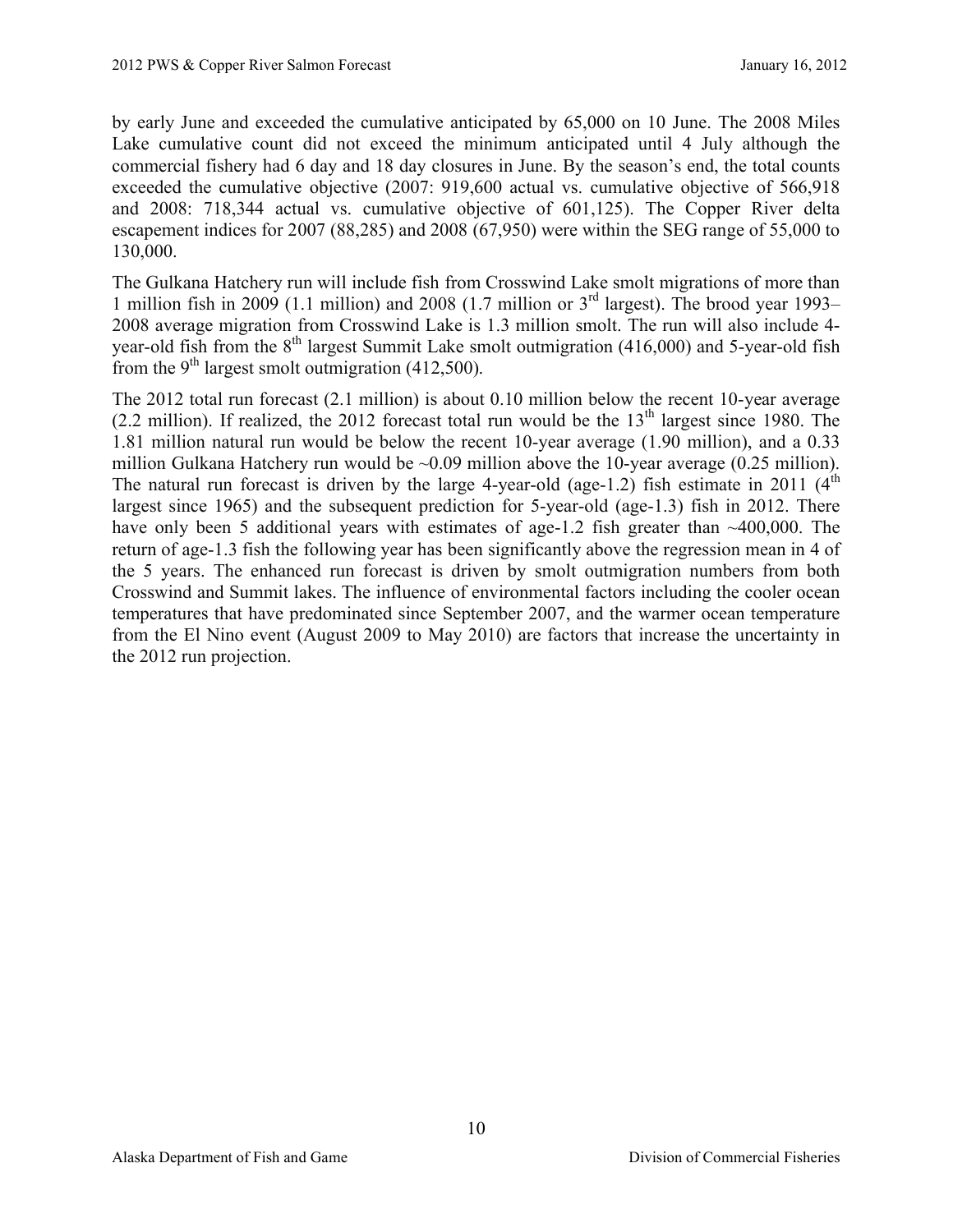by early June and exceeded the cumulative anticipated by 65,000 on 10 June. The 2008 Miles Lake cumulative count did not exceed the minimum anticipated until 4 July although the commercial fishery had 6 day and 18 day closures in June. By the season's end, the total counts exceeded the cumulative objective (2007: 919,600 actual vs. cumulative objective of 566,918 and 2008: 718,344 actual vs. cumulative objective of 601,125). The Copper River delta escapement indices for 2007 (88,285) and 2008 (67,950) were within the SEG range of 55,000 to 130,000.

The Gulkana Hatchery run will include fish from Crosswind Lake smolt migrations of more than 1 million fish in 2009 (1.1 million) and 2008 (1.7 million or 3rd largest). The brood year 1993–2008 average migration from Crosswind Lake is 1.3 million smolt. The run will also include 4-year-old fish from the 8th largest Summit Lake smolt outmigration (416,000) and 5-year-old fish from the 9th largest smolt outmigration (412,500).

The 2012 total run forecast (2.1 million) is about 0.10 million below the recent 10-year average (2.2 million). If realized, the 2012 forecast total run would be the 13th largest since 1980. The 1.81 million natural run would be below the recent 10-year average (1.90 million), and a 0.33 million Gulkana Hatchery run would be ~0.09 million above the 10-year average (0.25 million). The natural run forecast is driven by the large 4-year-old (age-1.2) fish estimate in 2011 (4th largest since 1965) and the subsequent prediction for 5-year-old (age-1.3) fish in 2012. There have only been 5 additional years with estimates of age-1.2 fish greater than ~400,000. The return of age-1.3 fish the following year has been significantly above the regression mean in 4 of the 5 years. The enhanced run forecast is driven by smolt outmigration numbers from both Crosswind and Summit lakes. The influence of environmental factors including the cooler ocean temperatures that have predominated since September 2007, and the warmer ocean temperature from the El Nino event (August 2009 to May 2010) are factors that increase the uncertainty in the 2012 run projection.